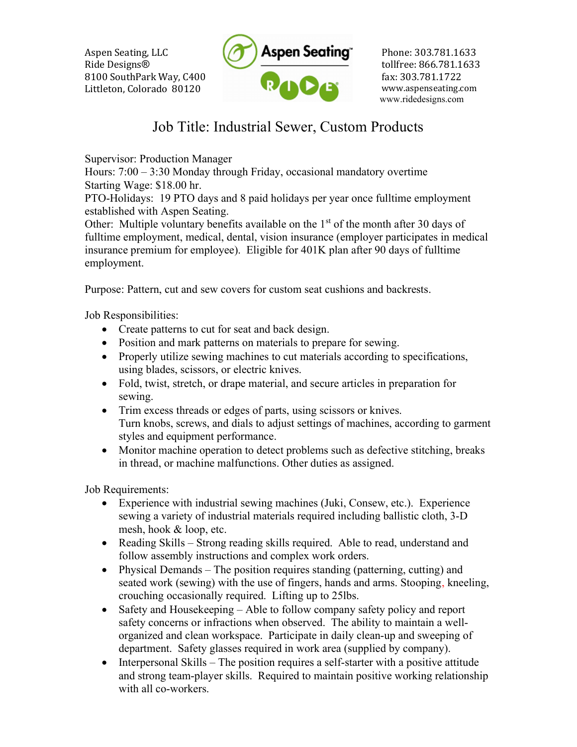Aspen Seating, LLC
Ride Designs®
8100 SouthPark Way, C400
Littleton, Colorado 80120

Phone: 303.781.1633
tollfree: 866.781.1633
fax: 303.781.1722
www.aspenseating.com
www.ridedesigns.com

# Job Title: Industrial Sewer, Custom Products

Supervisor: Production Manager
Hours: 7:00 – 3:30 Monday through Friday, occasional mandatory overtime
Starting Wage: $18.00 hr.
PTO-Holidays: 19 PTO days and 8 paid holidays per year once fulltime employment established with Aspen Seating.
Other: Multiple voluntary benefits available on the 1st of the month after 30 days of fulltime employment, medical, dental, vision insurance (employer participates in medical insurance premium for employee). Eligible for 401K plan after 90 days of fulltime employment.

Purpose: Pattern, cut and sew covers for custom seat cushions and backrests.

Job Responsibilities:

- Create patterns to cut for seat and back design.
- Position and mark patterns on materials to prepare for sewing.
- Properly utilize sewing machines to cut materials according to specifications, using blades, scissors, or electric knives.
- Fold, twist, stretch, or drape material, and secure articles in preparation for sewing.
- Trim excess threads or edges of parts, using scissors or knives.
  Turn knobs, screws, and dials to adjust settings of machines, according to garment styles and equipment performance.
- Monitor machine operation to detect problems such as defective stitching, breaks in thread, or machine malfunctions. Other duties as assigned.

Job Requirements:

- Experience with industrial sewing machines (Juki, Consew, etc.). Experience sewing a variety of industrial materials required including ballistic cloth, 3-D mesh, hook & loop, etc.
- Reading Skills – Strong reading skills required. Able to read, understand and follow assembly instructions and complex work orders.
- Physical Demands – The position requires standing (patterning, cutting) and seated work (sewing) with the use of fingers, hands and arms. Stooping, kneeling, crouching occasionally required. Lifting up to 25lbs.
- Safety and Housekeeping – Able to follow company safety policy and report safety concerns or infractions when observed. The ability to maintain a well-organized and clean workspace. Participate in daily clean-up and sweeping of department. Safety glasses required in work area (supplied by company).
- Interpersonal Skills – The position requires a self-starter with a positive attitude and strong team-player skills. Required to maintain positive working relationship with all co-workers.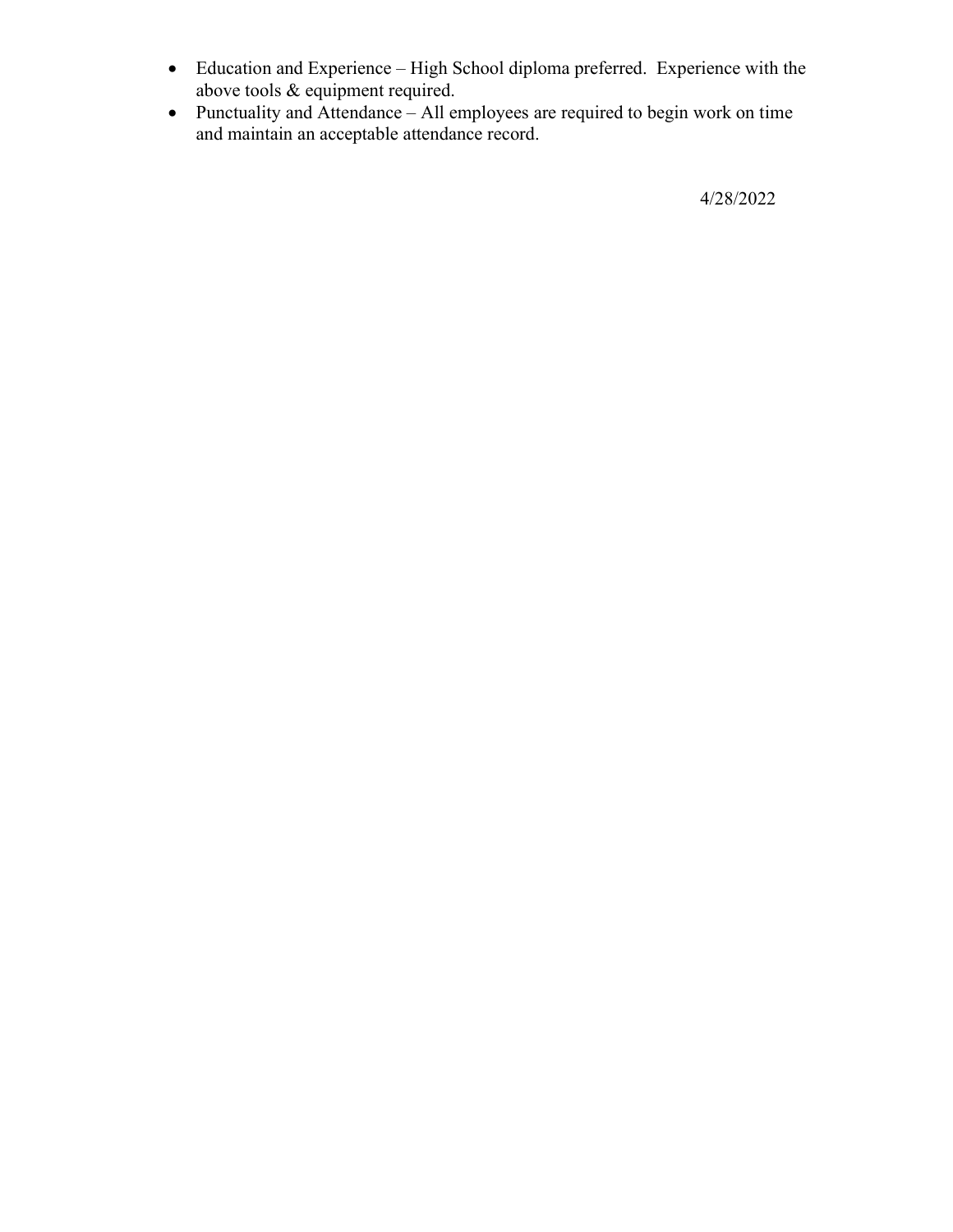- Education and Experience – High School diploma preferred. Experience with the above tools & equipment required.
- Punctuality and Attendance – All employees are required to begin work on time and maintain an acceptable attendance record.

4/28/2022